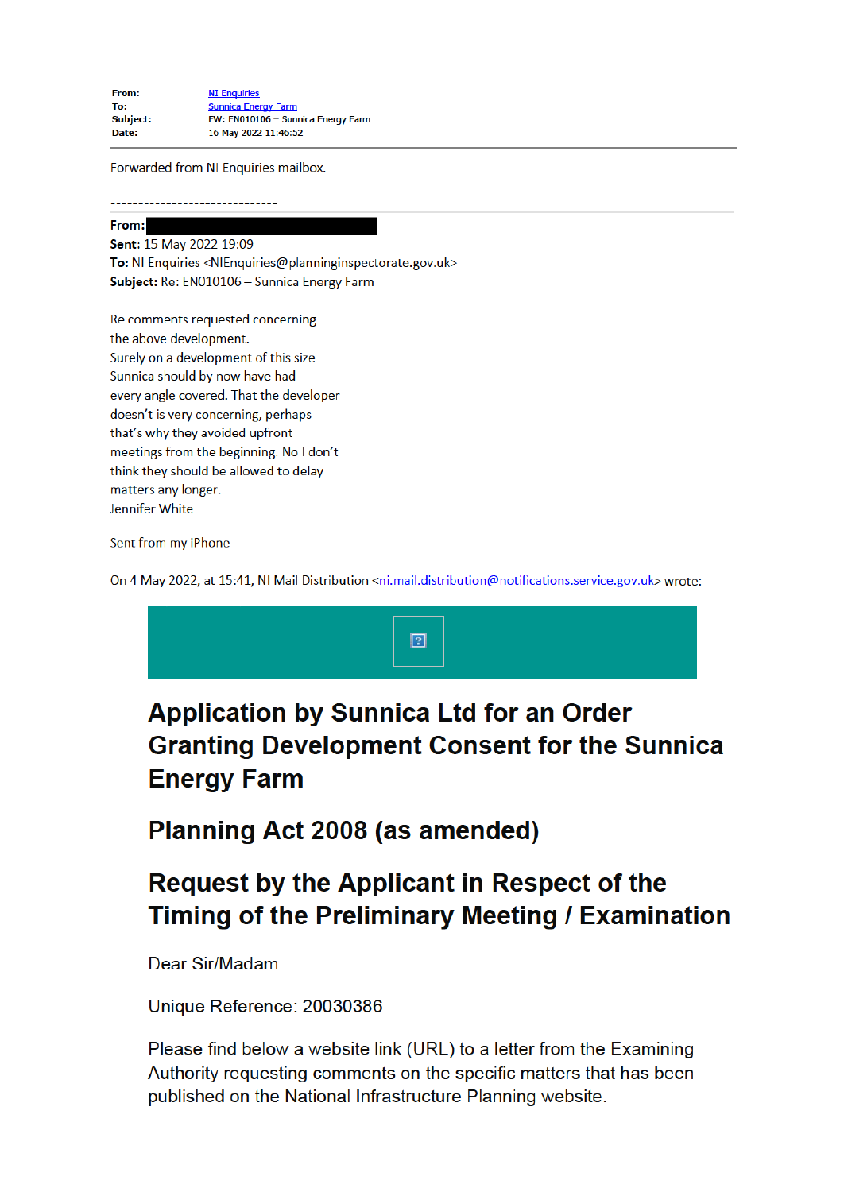**From:** NI Enquiries
**To:** Sunnica Energy Farm
**Subject:** FW: EN010106 – Sunnica Energy Farm
**Date:** 16 May 2022 11:46:52

Forwarded from NI Enquiries mailbox.

------------------------------

**From:** 
**Sent:** 15 May 2022 19:09
**To:** NI Enquiries <NIEnquiries@planninginspectorate.gov.uk>
**Subject:** Re: EN010106 – Sunnica Energy Farm

Re comments requested concerning
the above development.
Surely on a development of this size
Sunnica should by now have had
every angle covered. That the developer
doesn't is very concerning, perhaps
that's why they avoided upfront
meetings from the beginning. No I don't
think they should be allowed to delay
matters any longer.
Jennifer White

Sent from my iPhone

On 4 May 2022, at 15:41, NI Mail Distribution <ni.mail.distribution@notifications.service.gov.uk> wrote:

# Application by Sunnica Ltd for an Order Granting Development Consent for the Sunnica Energy Farm

# Planning Act 2008 (as amended)

# Request by the Applicant in Respect of the Timing of the Preliminary Meeting / Examination

Dear Sir/Madam

Unique Reference: 20030386

Please find below a website link (URL) to a letter from the Examining Authority requesting comments on the specific matters that has been published on the National Infrastructure Planning website.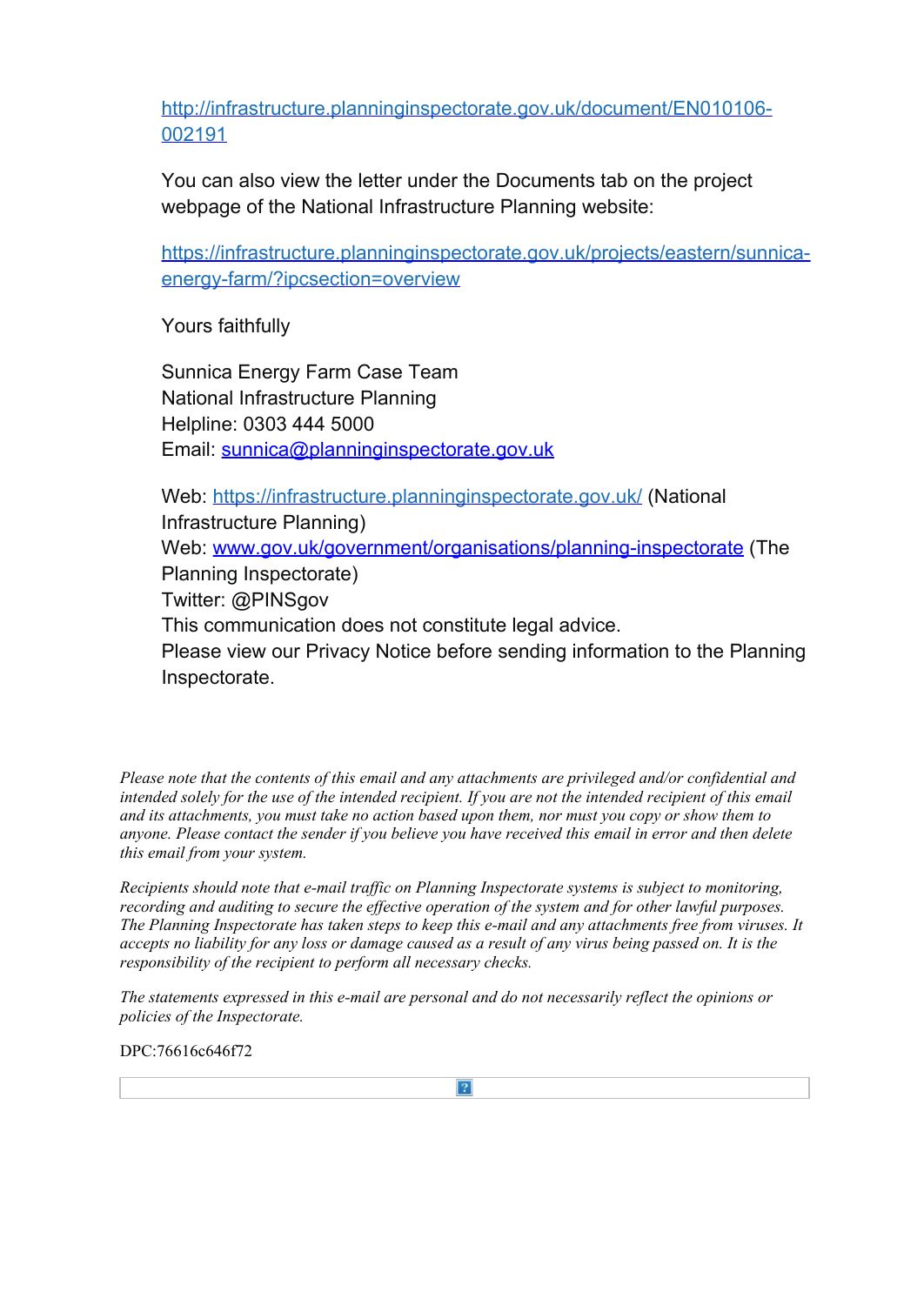http://infrastructure.planninginspectorate.gov.uk/document/EN010106-002191

You can also view the letter under the Documents tab on the project webpage of the National Infrastructure Planning website:

https://infrastructure.planninginspectorate.gov.uk/projects/eastern/sunnica-energy-farm/?ipcsection=overview

Yours faithfully

Sunnica Energy Farm Case Team
National Infrastructure Planning
Helpline: 0303 444 5000
Email: sunnica@planninginspectorate.gov.uk

Web: https://infrastructure.planninginspectorate.gov.uk/ (National Infrastructure Planning)
Web: www.gov.uk/government/organisations/planning-inspectorate (The Planning Inspectorate)
Twitter: @PINSgov
This communication does not constitute legal advice.
Please view our Privacy Notice before sending information to the Planning Inspectorate.

*Please note that the contents of this email and any attachments are privileged and/or confidential and intended solely for the use of the intended recipient. If you are not the intended recipient of this email and its attachments, you must take no action based upon them, nor must you copy or show them to anyone. Please contact the sender if you believe you have received this email in error and then delete this email from your system.*

*Recipients should note that e-mail traffic on Planning Inspectorate systems is subject to monitoring, recording and auditing to secure the effective operation of the system and for other lawful purposes. The Planning Inspectorate has taken steps to keep this e-mail and any attachments free from viruses. It accepts no liability for any loss or damage caused as a result of any virus being passed on. It is the responsibility of the recipient to perform all necessary checks.*

*The statements expressed in this e-mail are personal and do not necessarily reflect the opinions or policies of the Inspectorate.*

DPC:76616c646f72